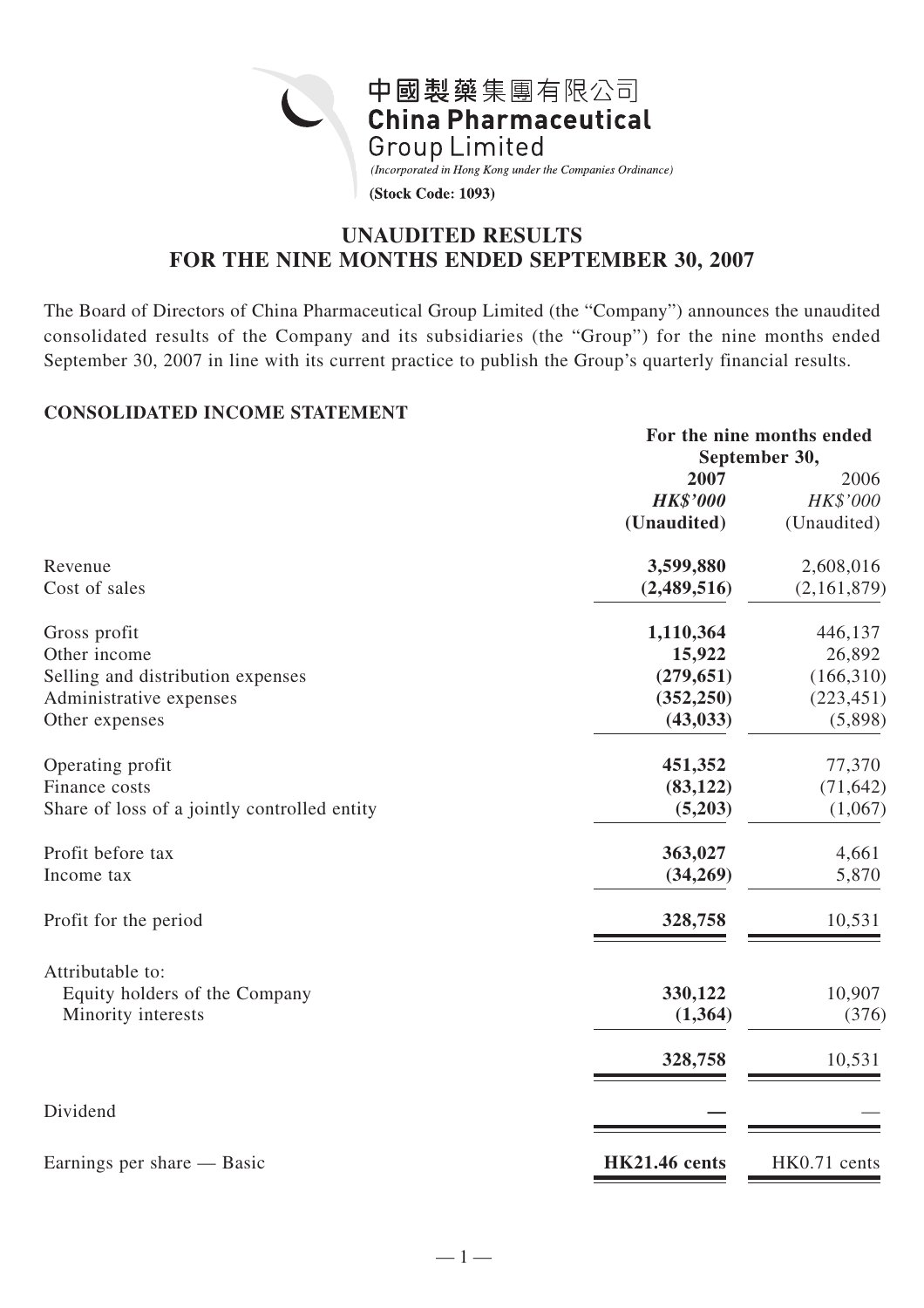中國製藥集團有限公司
**China Pharmaceutical Group Limited**

*(Incorporated in Hong Kong under the Companies Ordinance)*

**(Stock Code: 1093)**

# UNAUDITED RESULTS FOR THE NINE MONTHS ENDED SEPTEMBER 30, 2007

The Board of Directors of China Pharmaceutical Group Limited (the "Company") announces the unaudited consolidated results of the Company and its subsidiaries (the "Group") for the nine months ended September 30, 2007 in line with its current practice to publish the Group's quarterly financial results.

## CONSOLIDATED INCOME STATEMENT

| | For the nine months ended September 30, | |
|---|---|---|
| | **2007** | 2006 |
| | ***HK$'000*** | *HK$'000* |
| | **(Unaudited)** | (Unaudited) |
| Revenue | **3,599,880** | 2,608,016 |
| Cost of sales | **(2,489,516)** | (2,161,879) |
| Gross profit | **1,110,364** | 446,137 |
| Other income | **15,922** | 26,892 |
| Selling and distribution expenses | **(279,651)** | (166,310) |
| Administrative expenses | **(352,250)** | (223,451) |
| Other expenses | **(43,033)** | (5,898) |
| Operating profit | **451,352** | 77,370 |
| Finance costs | **(83,122)** | (71,642) |
| Share of loss of a jointly controlled entity | **(5,203)** | (1,067) |
| Profit before tax | **363,027** | 4,661 |
| Income tax | **(34,269)** | 5,870 |
| Profit for the period | **328,758** | 10,531 |
| Attributable to: | | |
| Equity holders of the Company | **330,122** | 10,907 |
| Minority interests | **(1,364)** | (376) |
| | **328,758** | 10,531 |
| Dividend | **—** | — |
| Earnings per share — Basic | **HK21.46 cents** | HK0.71 cents |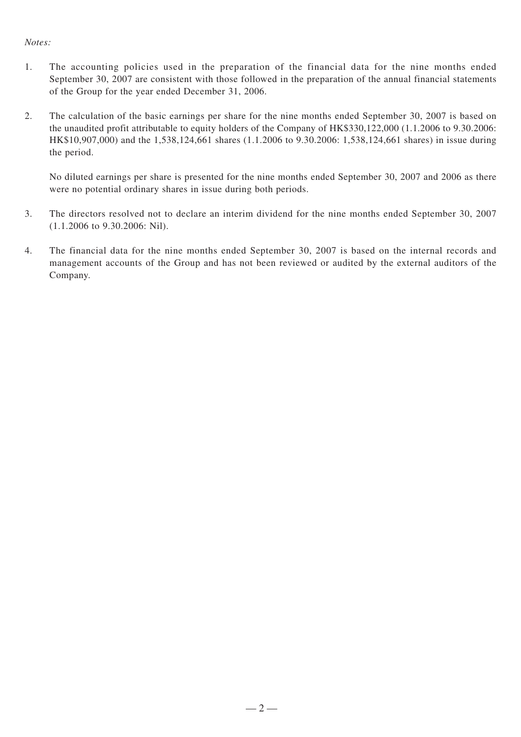*Notes:*

1. The accounting policies used in the preparation of the financial data for the nine months ended September 30, 2007 are consistent with those followed in the preparation of the annual financial statements of the Group for the year ended December 31, 2006.

2. The calculation of the basic earnings per share for the nine months ended September 30, 2007 is based on the unaudited profit attributable to equity holders of the Company of HK$330,122,000 (1.1.2006 to 9.30.2006: HK$10,907,000) and the 1,538,124,661 shares (1.1.2006 to 9.30.2006: 1,538,124,661 shares) in issue during the period.

   No diluted earnings per share is presented for the nine months ended September 30, 2007 and 2006 as there were no potential ordinary shares in issue during both periods.

3. The directors resolved not to declare an interim dividend for the nine months ended September 30, 2007 (1.1.2006 to 9.30.2006: Nil).

4. The financial data for the nine months ended September 30, 2007 is based on the internal records and management accounts of the Group and has not been reviewed or audited by the external auditors of the Company.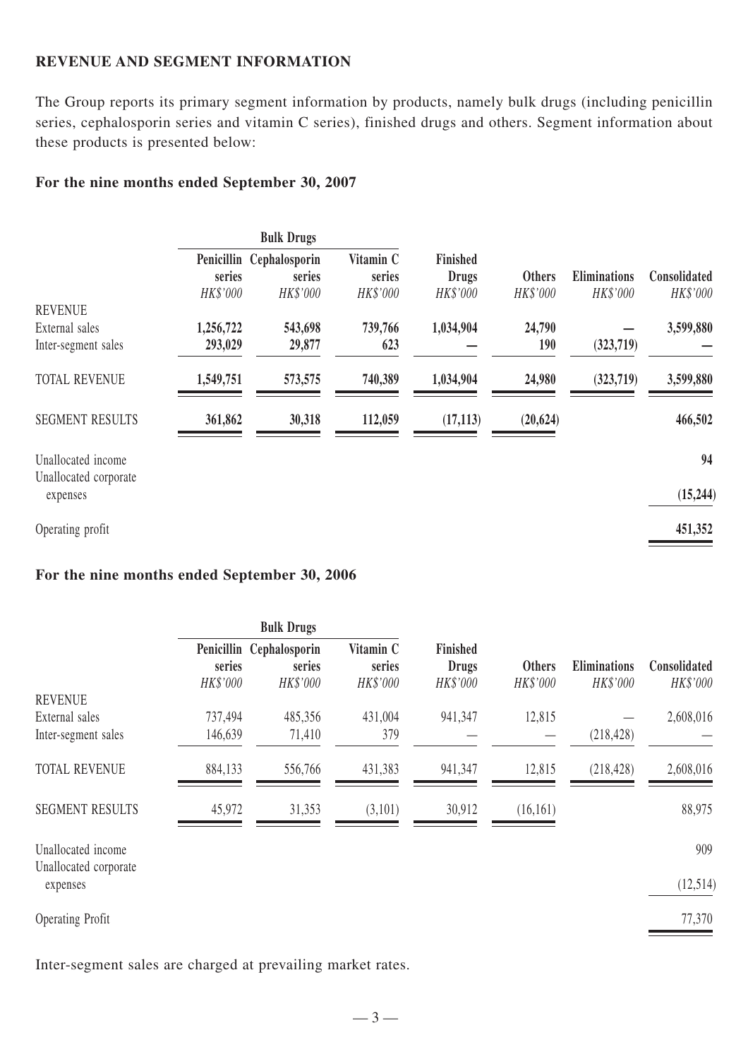**REVENUE AND SEGMENT INFORMATION**

The Group reports its primary segment information by products, namely bulk drugs (including penicillin series, cephalosporin series and vitamin C series), finished drugs and others. Segment information about these products is presented below:

**For the nine months ended September 30, 2007**

| | Bulk Drugs | | | | | | |
|---|---|---|---|---|---|---|---|
| | **Penicillin series** | **Cephalosporin series** | **Vitamin C series** | **Finished Drugs** | **Others** | **Eliminations** | **Consolidated** |
| | *HK$'000* | *HK$'000* | *HK$'000* | *HK$'000* | *HK$'000* | *HK$'000* | *HK$'000* |
| REVENUE | | | | | | | |
| External sales | **1,256,722** | **543,698** | **739,766** | **1,034,904** | **24,790** | **—** | **3,599,880** |
| Inter-segment sales | **293,029** | **29,877** | **623** | **—** | **190** | **(323,719)** | **—** |
| TOTAL REVENUE | **1,549,751** | **573,575** | **740,389** | **1,034,904** | **24,980** | **(323,719)** | **3,599,880** |
| SEGMENT RESULTS | **361,862** | **30,318** | **112,059** | **(17,113)** | **(20,624)** | | **466,502** |
| Unallocated income | | | | | | | **94** |
| Unallocated corporate expenses | | | | | | | **(15,244)** |
| Operating profit | | | | | | | **451,352** |

**For the nine months ended September 30, 2006**

| | Bulk Drugs | | | | | | |
|---|---|---|---|---|---|---|---|
| | **Penicillin series** | **Cephalosporin series** | **Vitamin C series** | **Finished Drugs** | **Others** | **Eliminations** | **Consolidated** |
| | *HK$'000* | *HK$'000* | *HK$'000* | *HK$'000* | *HK$'000* | *HK$'000* | *HK$'000* |
| REVENUE | | | | | | | |
| External sales | 737,494 | 485,356 | 431,004 | 941,347 | 12,815 | — | 2,608,016 |
| Inter-segment sales | 146,639 | 71,410 | 379 | — | — | (218,428) | — |
| TOTAL REVENUE | 884,133 | 556,766 | 431,383 | 941,347 | 12,815 | (218,428) | 2,608,016 |
| SEGMENT RESULTS | 45,972 | 31,353 | (3,101) | 30,912 | (16,161) | | 88,975 |
| Unallocated income | | | | | | | 909 |
| Unallocated corporate expenses | | | | | | | (12,514) |
| Operating Profit | | | | | | | 77,370 |

Inter-segment sales are charged at prevailing market rates.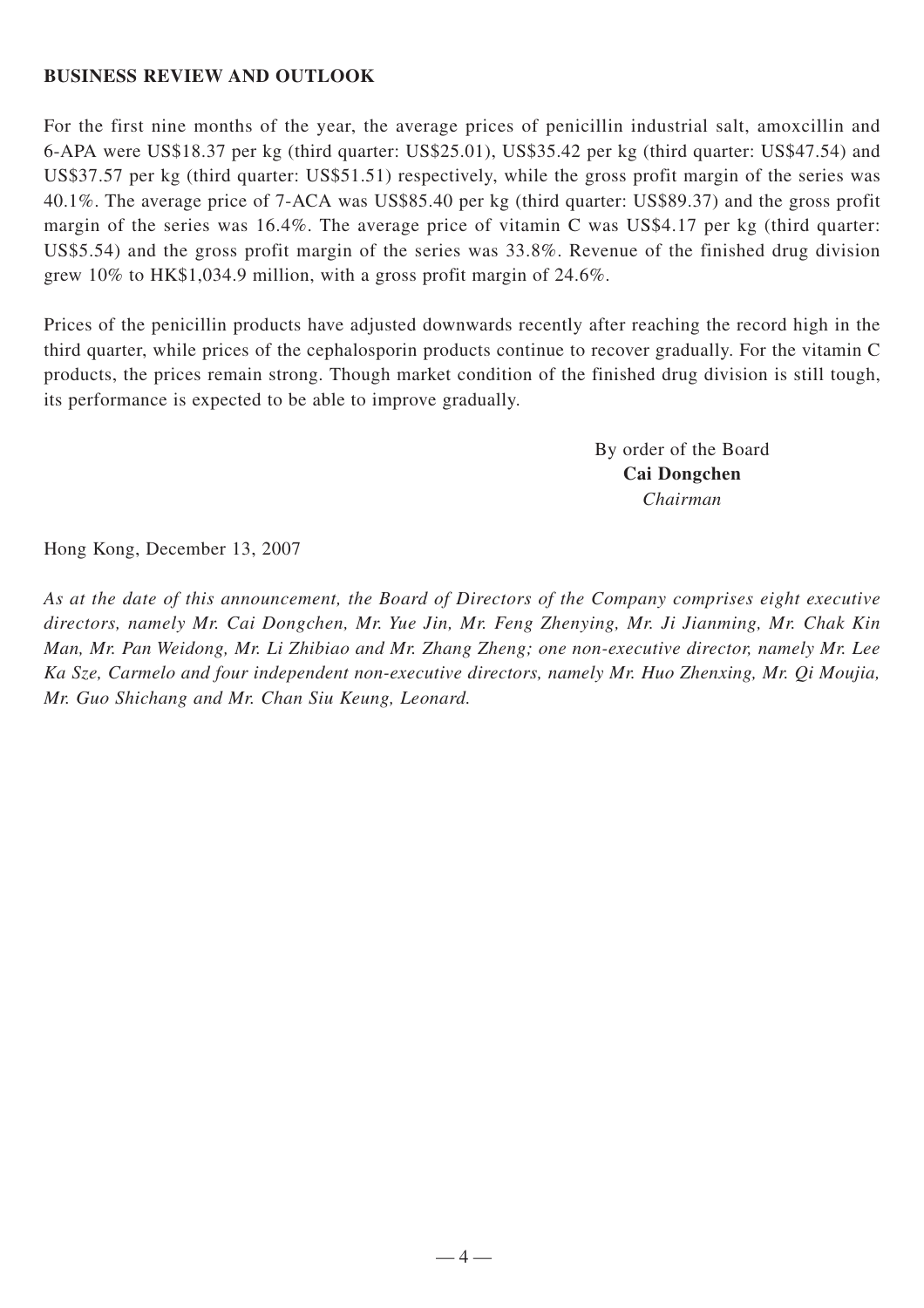## BUSINESS REVIEW AND OUTLOOK

For the first nine months of the year, the average prices of penicillin industrial salt, amoxcillin and 6-APA were US$18.37 per kg (third quarter: US$25.01), US$35.42 per kg (third quarter: US$47.54) and US$37.57 per kg (third quarter: US$51.51) respectively, while the gross profit margin of the series was 40.1%. The average price of 7-ACA was US$85.40 per kg (third quarter: US$89.37) and the gross profit margin of the series was 16.4%. The average price of vitamin C was US$4.17 per kg (third quarter: US$5.54) and the gross profit margin of the series was 33.8%. Revenue of the finished drug division grew 10% to HK$1,034.9 million, with a gross profit margin of 24.6%.

Prices of the penicillin products have adjusted downwards recently after reaching the record high in the third quarter, while prices of the cephalosporin products continue to recover gradually. For the vitamin C products, the prices remain strong. Though market condition of the finished drug division is still tough, its performance is expected to be able to improve gradually.

By order of the Board
**Cai Dongchen**
*Chairman*

Hong Kong, December 13, 2007

*As at the date of this announcement, the Board of Directors of the Company comprises eight executive directors, namely Mr. Cai Dongchen, Mr. Yue Jin, Mr. Feng Zhenying, Mr. Ji Jianming, Mr. Chak Kin Man, Mr. Pan Weidong, Mr. Li Zhibiao and Mr. Zhang Zheng; one non-executive director, namely Mr. Lee Ka Sze, Carmelo and four independent non-executive directors, namely Mr. Huo Zhenxing, Mr. Qi Moujia, Mr. Guo Shichang and Mr. Chan Siu Keung, Leonard.*